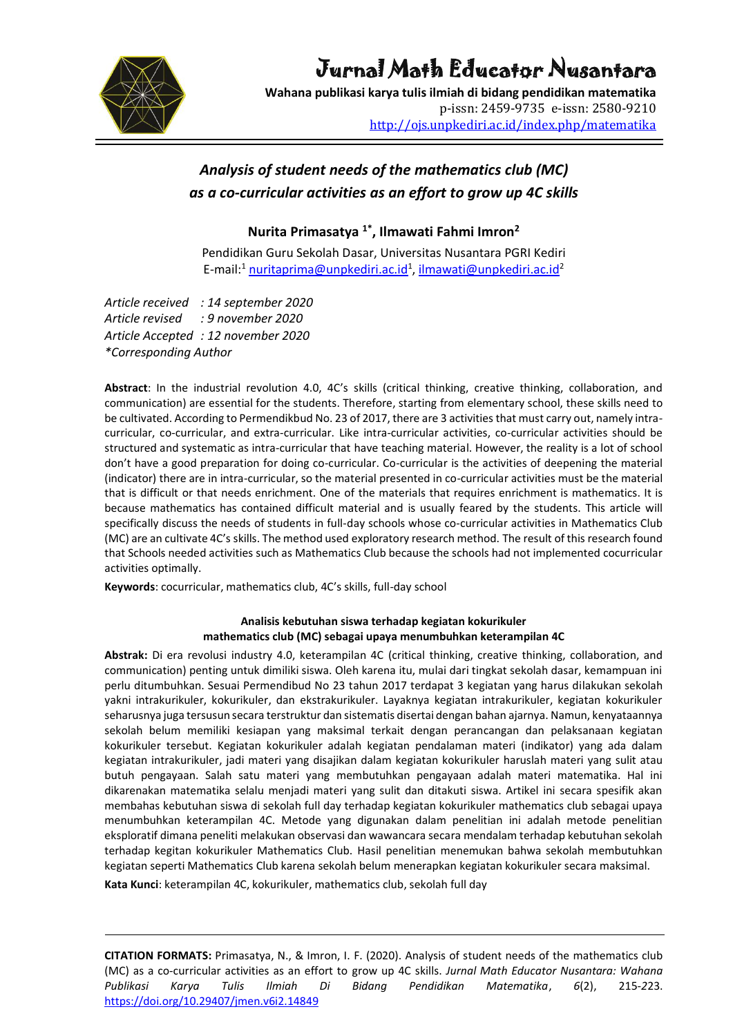# Jurnal Math Educator Nusantara

**Wahana publikasi karya tulis ilmiah di bidang pendidikan matematika**
p-issn: 2459-9735 e-issn: 2580-9210
http://ojs.unpkediri.ac.id/index.php/matematika

## *Analysis of student needs of the mathematics club (MC) as a co-curricular activities as an effort to grow up 4C skills*

**Nurita Primasatya [1*], Ilmawati Fahmi Imron[2]**

Pendidikan Guru Sekolah Dasar, Universitas Nusantara PGRI Kediri
E-mail:[1] nuritaprima@unpkediri.ac.id[1], ilmawati@unpkediri.ac.id[2]

*Article received : 14 september 2020*
*Article revised : 9 november 2020*
*Article Accepted : 12 november 2020*
*\*Corresponding Author*

**Abstract**: In the industrial revolution 4.0, 4C's skills (critical thinking, creative thinking, collaboration, and communication) are essential for the students. Therefore, starting from elementary school, these skills need to be cultivated. According to Permendikbud No. 23 of 2017, there are 3 activities that must carry out, namely intra-curricular, co-curricular, and extra-curricular. Like intra-curricular activities, co-curricular activities should be structured and systematic as intra-curricular that have teaching material. However, the reality is a lot of school don't have a good preparation for doing co-curricular. Co-curricular is the activities of deepening the material (indicator) there are in intra-curricular, so the material presented in co-curricular activities must be the material that is difficult or that needs enrichment. One of the materials that requires enrichment is mathematics. It is because mathematics has contained difficult material and is usually feared by the students. This article will specifically discuss the needs of students in full-day schools whose co-curricular activities in Mathematics Club (MC) are an cultivate 4C's skills. The method used exploratory research method. The result of this research found that Schools needed activities such as Mathematics Club because the schools had not implemented cocurricular activities optimally.

**Keywords**: cocurricular, mathematics club, 4C's skills, full-day school

### Analisis kebutuhan siswa terhadap kegiatan kokurikuler mathematics club (MC) sebagai upaya menumbuhkan keterampilan 4C

**Abstrak:** Di era revolusi industry 4.0, keterampilan 4C (critical thinking, creative thinking, collaboration, and communication) penting untuk dimiliki siswa. Oleh karena itu, mulai dari tingkat sekolah dasar, kemampuan ini perlu ditumbuhkan. Sesuai Permendibud No 23 tahun 2017 terdapat 3 kegiatan yang harus dilakukan sekolah yakni intrakurikuler, kokurikuler, dan ekstrakurikuler. Layaknya kegiatan intrakurikuler, kegiatan kokurikuler seharusnya juga tersusun secara terstruktur dan sistematis disertai dengan bahan ajarnya. Namun, kenyataannya sekolah belum memiliki kesiapan yang maksimal terkait dengan perancangan dan pelaksanaan kegiatan kokurikuler tersebut. Kegiatan kokurikuler adalah kegiatan pendalaman materi (indikator) yang ada dalam kegiatan intrakurikuler, jadi materi yang disajikan dalam kegiatan kokurikuler haruslah materi yang sulit atau butuh pengayaan. Salah satu materi yang membutuhkan pengayaan adalah materi matematika. Hal ini dikarenakan matematika selalu menjadi materi yang sulit dan ditakuti siswa. Artikel ini secara spesifik akan membahas kebutuhan siswa di sekolah full day terhadap kegiatan kokurikuler mathematics club sebagai upaya menumbuhkan keterampilan 4C. Metode yang digunakan dalam penelitian ini adalah metode penelitian eksploratif dimana peneliti melakukan observasi dan wawancara secara mendalam terhadap kebutuhan sekolah terhadap kegitan kokurikuler Mathematics Club. Hasil penelitian menemukan bahwa sekolah membutuhkan kegiatan seperti Mathematics Club karena sekolah belum menerapkan kegiatan kokurikuler secara maksimal.

**Kata Kunci**: keterampilan 4C, kokurikuler, mathematics club, sekolah full day

---

**CITATION FORMATS:** Primasatya, N., & Imron, I. F. (2020). Analysis of student needs of the mathematics club (MC) as a co-curricular activities as an effort to grow up 4C skills. *Jurnal Math Educator Nusantara: Wahana Publikasi Karya Tulis Ilmiah Di Bidang Pendidikan Matematika*, *6*(2), 215-223. https://doi.org/10.29407/jmen.v6i2.14849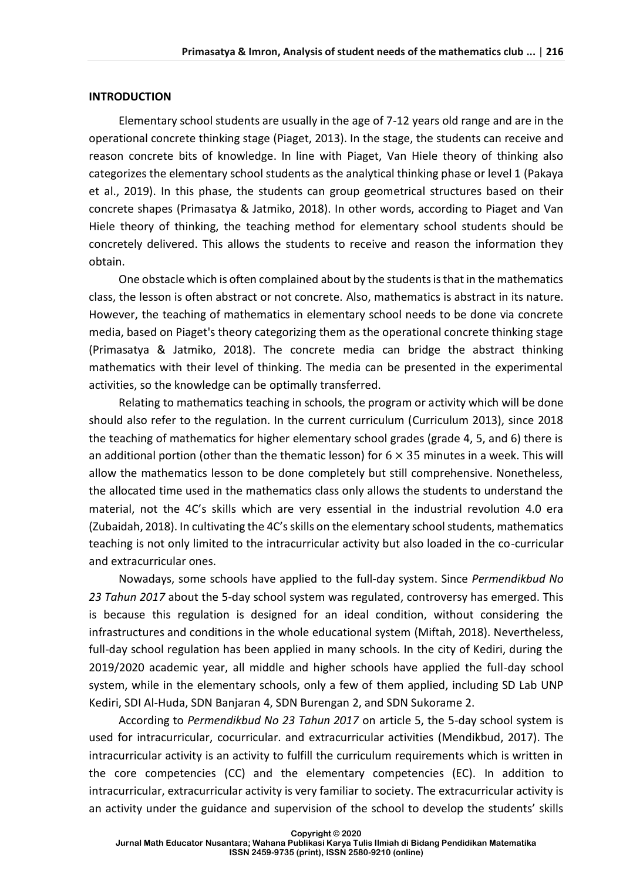## INTRODUCTION

Elementary school students are usually in the age of 7-12 years old range and are in the operational concrete thinking stage (Piaget, 2013). In the stage, the students can receive and reason concrete bits of knowledge. In line with Piaget, Van Hiele theory of thinking also categorizes the elementary school students as the analytical thinking phase or level 1 (Pakaya et al., 2019). In this phase, the students can group geometrical structures based on their concrete shapes (Primasatya & Jatmiko, 2018). In other words, according to Piaget and Van Hiele theory of thinking, the teaching method for elementary school students should be concretely delivered. This allows the students to receive and reason the information they obtain.

One obstacle which is often complained about by the students is that in the mathematics class, the lesson is often abstract or not concrete. Also, mathematics is abstract in its nature. However, the teaching of mathematics in elementary school needs to be done via concrete media, based on Piaget's theory categorizing them as the operational concrete thinking stage (Primasatya & Jatmiko, 2018). The concrete media can bridge the abstract thinking mathematics with their level of thinking. The media can be presented in the experimental activities, so the knowledge can be optimally transferred.

Relating to mathematics teaching in schools, the program or activity which will be done should also refer to the regulation. In the current curriculum (Curriculum 2013), since 2018 the teaching of mathematics for higher elementary school grades (grade 4, 5, and 6) there is an additional portion (other than the thematic lesson) for $6 \times 35$ minutes in a week. This will allow the mathematics lesson to be done completely but still comprehensive. Nonetheless, the allocated time used in the mathematics class only allows the students to understand the material, not the 4C's skills which are very essential in the industrial revolution 4.0 era (Zubaidah, 2018). In cultivating the 4C's skills on the elementary school students, mathematics teaching is not only limited to the intracurricular activity but also loaded in the co-curricular and extracurricular ones.

Nowadays, some schools have applied to the full-day system. Since *Permendikbud No 23 Tahun 2017* about the 5-day school system was regulated, controversy has emerged. This is because this regulation is designed for an ideal condition, without considering the infrastructures and conditions in the whole educational system (Miftah, 2018). Nevertheless, full-day school regulation has been applied in many schools. In the city of Kediri, during the 2019/2020 academic year, all middle and higher schools have applied the full-day school system, while in the elementary schools, only a few of them applied, including SD Lab UNP Kediri, SDI Al-Huda, SDN Banjaran 4, SDN Burengan 2, and SDN Sukorame 2.

According to *Permendikbud No 23 Tahun 2017* on article 5, the 5-day school system is used for intracurricular, cocurricular. and extracurricular activities (Mendikbud, 2017). The intracurricular activity is an activity to fulfill the curriculum requirements which is written in the core competencies (CC) and the elementary competencies (EC). In addition to intracurricular, extracurricular activity is very familiar to society. The extracurricular activity is an activity under the guidance and supervision of the school to develop the students' skills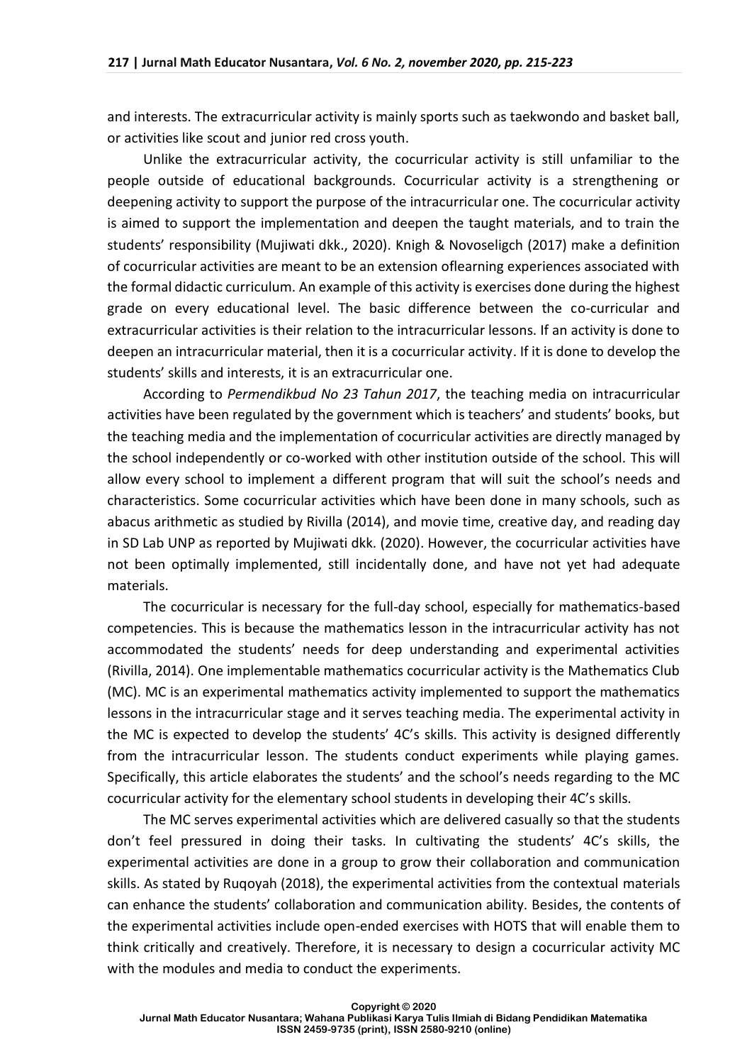and interests. The extracurricular activity is mainly sports such as taekwondo and basket ball, or activities like scout and junior red cross youth.

Unlike the extracurricular activity, the cocurricular activity is still unfamiliar to the people outside of educational backgrounds. Cocurricular activity is a strengthening or deepening activity to support the purpose of the intracurricular one. The cocurricular activity is aimed to support the implementation and deepen the taught materials, and to train the students' responsibility (Mujiwati dkk., 2020). Knigh & Novoseligch (2017) make a definition of cocurricular activities are meant to be an extension oflearning experiences associated with the formal didactic curriculum. An example of this activity is exercises done during the highest grade on every educational level. The basic difference between the co-curricular and extracurricular activities is their relation to the intracurricular lessons. If an activity is done to deepen an intracurricular material, then it is a cocurricular activity. If it is done to develop the students' skills and interests, it is an extracurricular one.

According to *Permendikbud No 23 Tahun 2017*, the teaching media on intracurricular activities have been regulated by the government which is teachers' and students' books, but the teaching media and the implementation of cocurricular activities are directly managed by the school independently or co-worked with other institution outside of the school. This will allow every school to implement a different program that will suit the school's needs and characteristics. Some cocurricular activities which have been done in many schools, such as abacus arithmetic as studied by Rivilla (2014), and movie time, creative day, and reading day in SD Lab UNP as reported by Mujiwati dkk. (2020). However, the cocurricular activities have not been optimally implemented, still incidentally done, and have not yet had adequate materials.

The cocurricular is necessary for the full-day school, especially for mathematics-based competencies. This is because the mathematics lesson in the intracurricular activity has not accommodated the students' needs for deep understanding and experimental activities (Rivilla, 2014). One implementable mathematics cocurricular activity is the Mathematics Club (MC). MC is an experimental mathematics activity implemented to support the mathematics lessons in the intracurricular stage and it serves teaching media. The experimental activity in the MC is expected to develop the students' 4C's skills. This activity is designed differently from the intracurricular lesson. The students conduct experiments while playing games. Specifically, this article elaborates the students' and the school's needs regarding to the MC cocurricular activity for the elementary school students in developing their 4C's skills.

The MC serves experimental activities which are delivered casually so that the students don't feel pressured in doing their tasks. In cultivating the students' 4C's skills, the experimental activities are done in a group to grow their collaboration and communication skills. As stated by Ruqoyah (2018), the experimental activities from the contextual materials can enhance the students' collaboration and communication ability. Besides, the contents of the experimental activities include open-ended exercises with HOTS that will enable them to think critically and creatively. Therefore, it is necessary to design a cocurricular activity MC with the modules and media to conduct the experiments.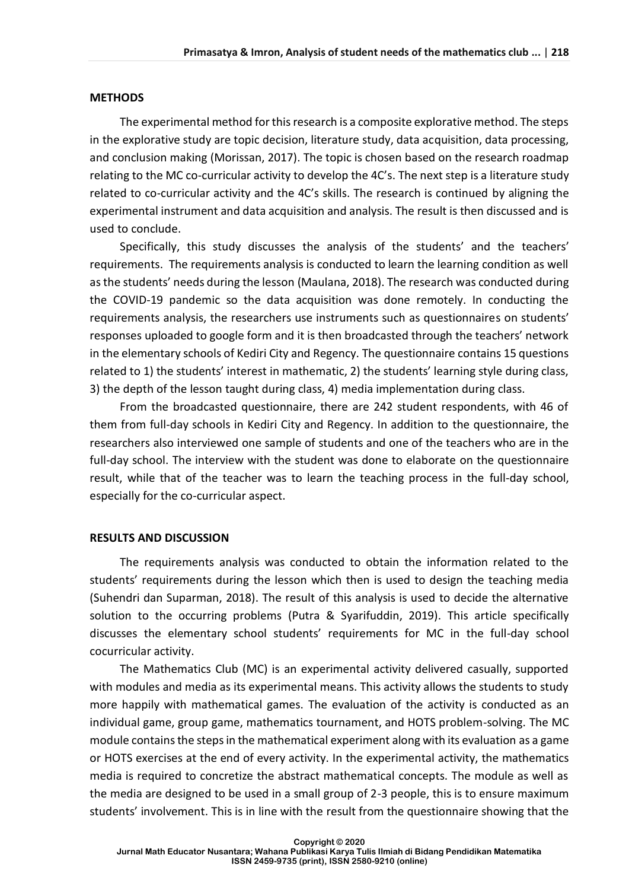## METHODS

The experimental method for this research is a composite explorative method. The steps in the explorative study are topic decision, literature study, data acquisition, data processing, and conclusion making (Morissan, 2017). The topic is chosen based on the research roadmap relating to the MC co-curricular activity to develop the 4C's. The next step is a literature study related to co-curricular activity and the 4C's skills. The research is continued by aligning the experimental instrument and data acquisition and analysis. The result is then discussed and is used to conclude.

Specifically, this study discusses the analysis of the students' and the teachers' requirements. The requirements analysis is conducted to learn the learning condition as well as the students' needs during the lesson (Maulana, 2018). The research was conducted during the COVID-19 pandemic so the data acquisition was done remotely. In conducting the requirements analysis, the researchers use instruments such as questionnaires on students' responses uploaded to google form and it is then broadcasted through the teachers' network in the elementary schools of Kediri City and Regency. The questionnaire contains 15 questions related to 1) the students' interest in mathematic, 2) the students' learning style during class, 3) the depth of the lesson taught during class, 4) media implementation during class.

From the broadcasted questionnaire, there are 242 student respondents, with 46 of them from full-day schools in Kediri City and Regency. In addition to the questionnaire, the researchers also interviewed one sample of students and one of the teachers who are in the full-day school. The interview with the student was done to elaborate on the questionnaire result, while that of the teacher was to learn the teaching process in the full-day school, especially for the co-curricular aspect.

## RESULTS AND DISCUSSION

The requirements analysis was conducted to obtain the information related to the students' requirements during the lesson which then is used to design the teaching media (Suhendri dan Suparman, 2018). The result of this analysis is used to decide the alternative solution to the occurring problems (Putra & Syarifuddin, 2019). This article specifically discusses the elementary school students' requirements for MC in the full-day school cocurricular activity.

The Mathematics Club (MC) is an experimental activity delivered casually, supported with modules and media as its experimental means. This activity allows the students to study more happily with mathematical games. The evaluation of the activity is conducted as an individual game, group game, mathematics tournament, and HOTS problem-solving. The MC module contains the steps in the mathematical experiment along with its evaluation as a game or HOTS exercises at the end of every activity. In the experimental activity, the mathematics media is required to concretize the abstract mathematical concepts. The module as well as the media are designed to be used in a small group of 2-3 people, this is to ensure maximum students' involvement. This is in line with the result from the questionnaire showing that the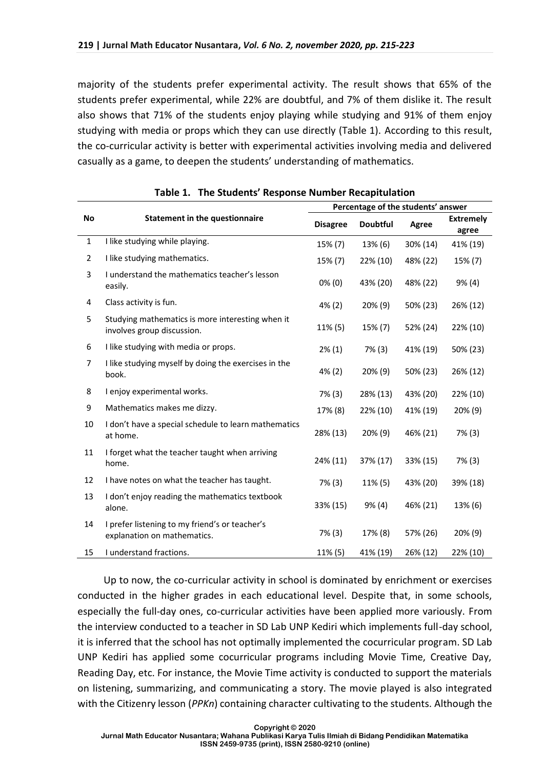majority of the students prefer experimental activity. The result shows that 65% of the students prefer experimental, while 22% are doubtful, and 7% of them dislike it. The result also shows that 71% of the students enjoy playing while studying and 91% of them enjoy studying with media or props which they can use directly (Table 1). According to this result, the co-curricular activity is better with experimental activities involving media and delivered casually as a game, to deepen the students' understanding of mathematics.

**Table 1. The Students' Response Number Recapitulation**

| No | Statement in the questionnaire | Percentage of the students' answer | | | |
|---|---|---|---|---|---|
| | | Disagree | Doubtful | Agree | Extremely agree |
| 1 | I like studying while playing. | 15% (7) | 13% (6) | 30% (14) | 41% (19) |
| 2 | I like studying mathematics. | 15% (7) | 22% (10) | 48% (22) | 15% (7) |
| 3 | I understand the mathematics teacher's lesson easily. | 0% (0) | 43% (20) | 48% (22) | 9% (4) |
| 4 | Class activity is fun. | 4% (2) | 20% (9) | 50% (23) | 26% (12) |
| 5 | Studying mathematics is more interesting when it involves group discussion. | 11% (5) | 15% (7) | 52% (24) | 22% (10) |
| 6 | I like studying with media or props. | 2% (1) | 7% (3) | 41% (19) | 50% (23) |
| 7 | I like studying myself by doing the exercises in the book. | 4% (2) | 20% (9) | 50% (23) | 26% (12) |
| 8 | I enjoy experimental works. | 7% (3) | 28% (13) | 43% (20) | 22% (10) |
| 9 | Mathematics makes me dizzy. | 17% (8) | 22% (10) | 41% (19) | 20% (9) |
| 10 | I don't have a special schedule to learn mathematics at home. | 28% (13) | 20% (9) | 46% (21) | 7% (3) |
| 11 | I forget what the teacher taught when arriving home. | 24% (11) | 37% (17) | 33% (15) | 7% (3) |
| 12 | I have notes on what the teacher has taught. | 7% (3) | 11% (5) | 43% (20) | 39% (18) |
| 13 | I don't enjoy reading the mathematics textbook alone. | 33% (15) | 9% (4) | 46% (21) | 13% (6) |
| 14 | I prefer listening to my friend's or teacher's explanation on mathematics. | 7% (3) | 17% (8) | 57% (26) | 20% (9) |
| 15 | I understand fractions. | 11% (5) | 41% (19) | 26% (12) | 22% (10) |

Up to now, the co-curricular activity in school is dominated by enrichment or exercises conducted in the higher grades in each educational level. Despite that, in some schools, especially the full-day ones, co-curricular activities have been applied more variously. From the interview conducted to a teacher in SD Lab UNP Kediri which implements full-day school, it is inferred that the school has not optimally implemented the cocurricular program. SD Lab UNP Kediri has applied some cocurricular programs including Movie Time, Creative Day, Reading Day, etc. For instance, the Movie Time activity is conducted to support the materials on listening, summarizing, and communicating a story. The movie played is also integrated with the Citizenry lesson (*PPKn*) containing character cultivating to the students. Although the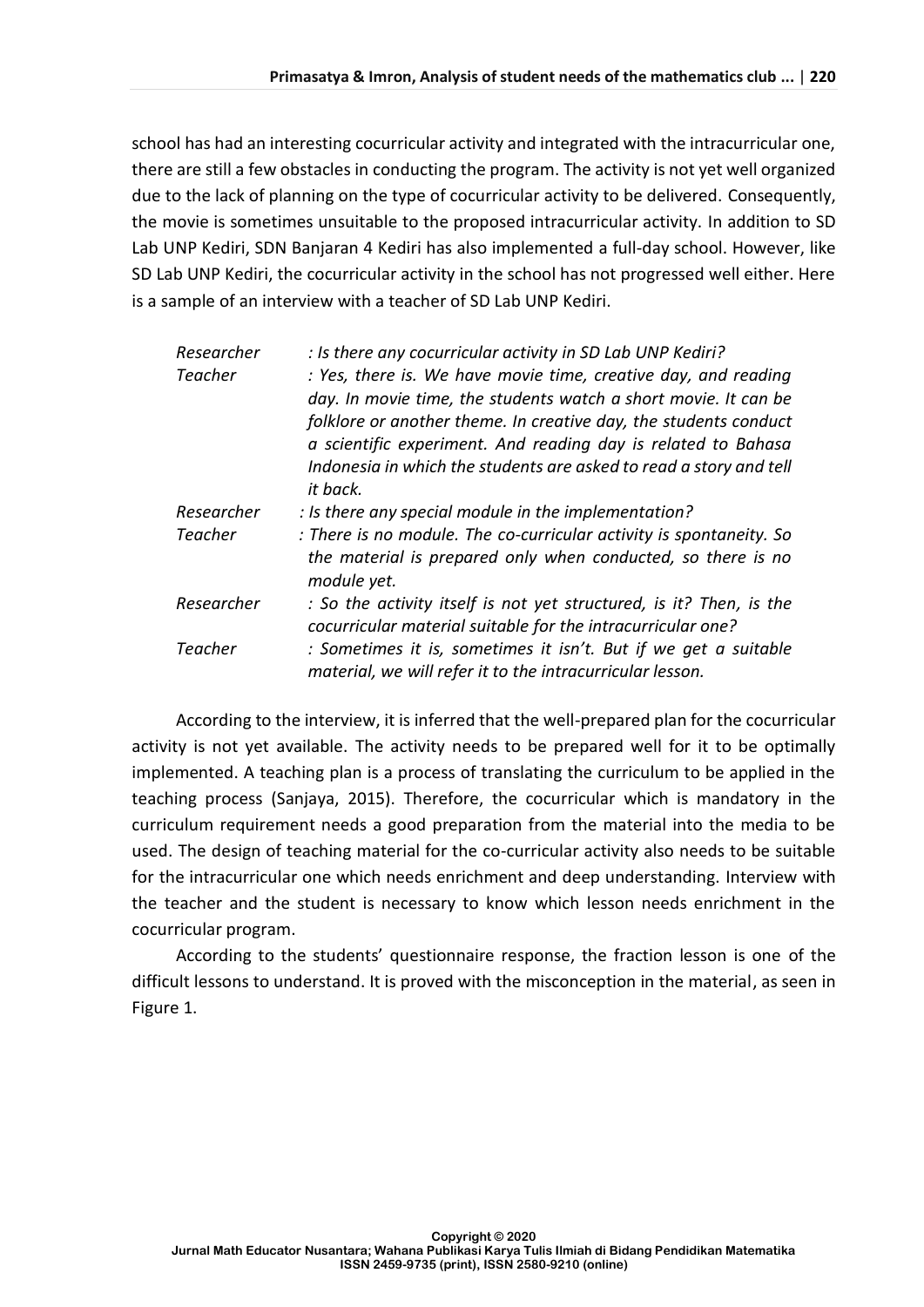school has had an interesting cocurricular activity and integrated with the intracurricular one, there are still a few obstacles in conducting the program. The activity is not yet well organized due to the lack of planning on the type of cocurricular activity to be delivered. Consequently, the movie is sometimes unsuitable to the proposed intracurricular activity. In addition to SD Lab UNP Kediri, SDN Banjaran 4 Kediri has also implemented a full-day school. However, like SD Lab UNP Kediri, the cocurricular activity in the school has not progressed well either. Here is a sample of an interview with a teacher of SD Lab UNP Kediri.

| | |
|---|---|
| *Researcher* | *: Is there any cocurricular activity in SD Lab UNP Kediri?* |
| *Teacher* | *: Yes, there is. We have movie time, creative day, and reading day. In movie time, the students watch a short movie. It can be folklore or another theme. In creative day, the students conduct a scientific experiment. And reading day is related to Bahasa Indonesia in which the students are asked to read a story and tell it back.* |
| *Researcher* | *: Is there any special module in the implementation?* |
| *Teacher* | *: There is no module. The co-curricular activity is spontaneity. So the material is prepared only when conducted, so there is no module yet.* |
| *Researcher* | *: So the activity itself is not yet structured, is it? Then, is the cocurricular material suitable for the intracurricular one?* |
| *Teacher* | *: Sometimes it is, sometimes it isn't. But if we get a suitable material, we will refer it to the intracurricular lesson.* |

According to the interview, it is inferred that the well-prepared plan for the cocurricular activity is not yet available. The activity needs to be prepared well for it to be optimally implemented. A teaching plan is a process of translating the curriculum to be applied in the teaching process (Sanjaya, 2015). Therefore, the cocurricular which is mandatory in the curriculum requirement needs a good preparation from the material into the media to be used. The design of teaching material for the co-curricular activity also needs to be suitable for the intracurricular one which needs enrichment and deep understanding. Interview with the teacher and the student is necessary to know which lesson needs enrichment in the cocurricular program.

According to the students' questionnaire response, the fraction lesson is one of the difficult lessons to understand. It is proved with the misconception in the material, as seen in Figure 1.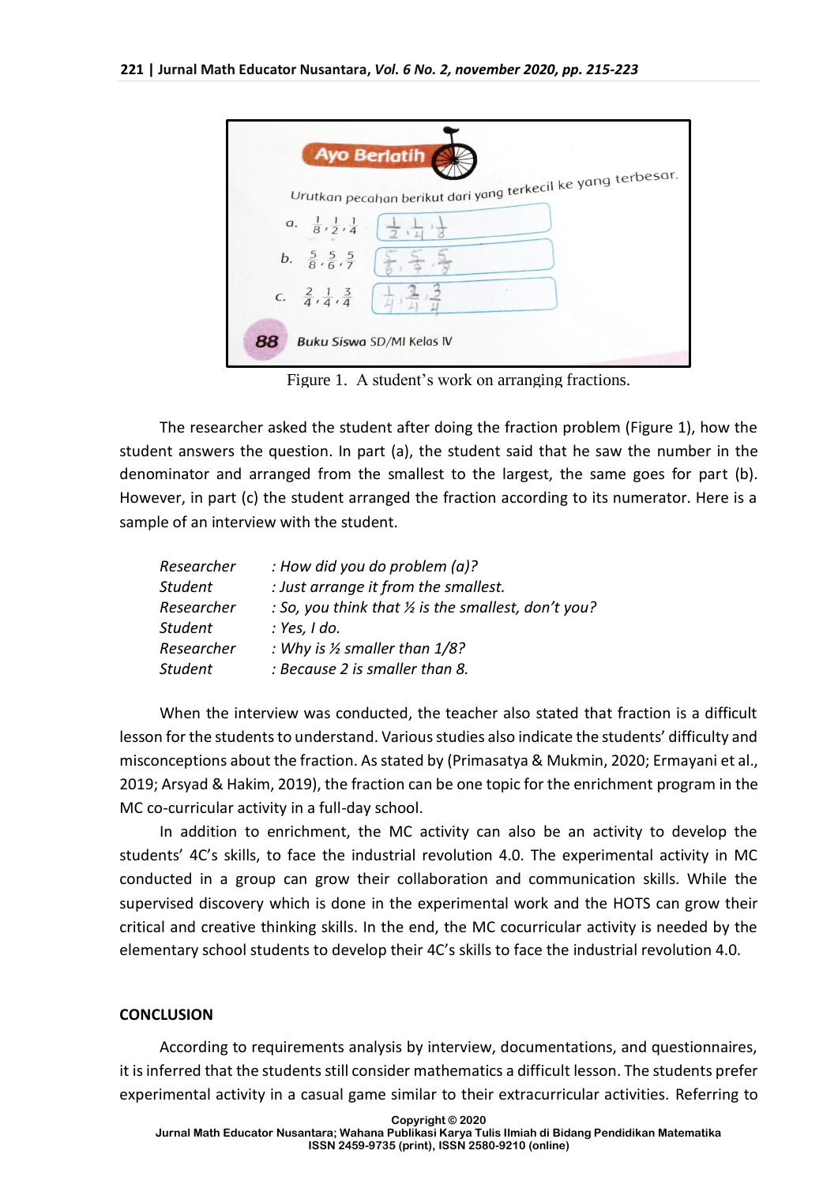Ayo Berlatih

Urutkan pecahan berikut dari yang terkecil ke yang terbesar.

a. $\frac{1}{8}, \frac{1}{2}, \frac{1}{4}$ — $\frac{1}{2}, \frac{1}{4}, \frac{1}{8}$

b. $\frac{5}{8}, \frac{5}{6}, \frac{5}{7}$ — $\frac{5}{6}, \frac{5}{7}, \frac{5}{8}$

c. $\frac{2}{4}, \frac{1}{4}, \frac{3}{4}$ — $\frac{1}{4}, \frac{2}{4}, \frac{3}{4}$

88 Buku Siswa SD/MI Kelas IV

Figure 1. A student's work on arranging fractions.

The researcher asked the student after doing the fraction problem (Figure 1), how the student answers the question. In part (a), the student said that he saw the number in the denominator and arranged from the smallest to the largest, the same goes for part (b). However, in part (c) the student arranged the fraction according to its numerator. Here is a sample of an interview with the student.

*Researcher : How did you do problem (a)?*
*Student : Just arrange it from the smallest.*
*Researcher : So, you think that ½ is the smallest, don't you?*
*Student : Yes, I do.*
*Researcher : Why is ½ smaller than 1/8?*
*Student : Because 2 is smaller than 8.*

When the interview was conducted, the teacher also stated that fraction is a difficult lesson for the students to understand. Various studies also indicate the students' difficulty and misconceptions about the fraction. As stated by (Primasatya & Mukmin, 2020; Ermayani et al., 2019; Arsyad & Hakim, 2019), the fraction can be one topic for the enrichment program in the MC co-curricular activity in a full-day school.

In addition to enrichment, the MC activity can also be an activity to develop the students' 4C's skills, to face the industrial revolution 4.0. The experimental activity in MC conducted in a group can grow their collaboration and communication skills. While the supervised discovery which is done in the experimental work and the HOTS can grow their critical and creative thinking skills. In the end, the MC cocurricular activity is needed by the elementary school students to develop their 4C's skills to face the industrial revolution 4.0.

## CONCLUSION

According to requirements analysis by interview, documentations, and questionnaires, it is inferred that the students still consider mathematics a difficult lesson. The students prefer experimental activity in a casual game similar to their extracurricular activities. Referring to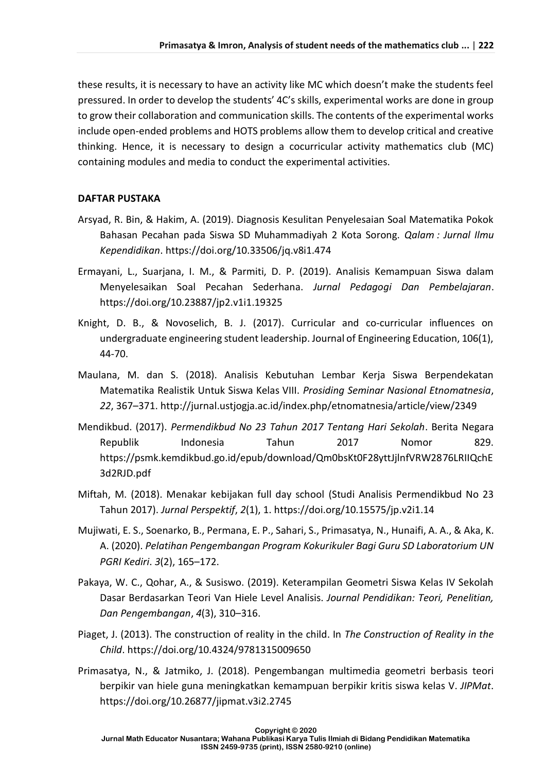these results, it is necessary to have an activity like MC which doesn't make the students feel pressured. In order to develop the students' 4C's skills, experimental works are done in group to grow their collaboration and communication skills. The contents of the experimental works include open-ended problems and HOTS problems allow them to develop critical and creative thinking. Hence, it is necessary to design a cocurricular activity mathematics club (MC) containing modules and media to conduct the experimental activities.

## DAFTAR PUSTAKA

Arsyad, R. Bin, & Hakim, A. (2019). Diagnosis Kesulitan Penyelesaian Soal Matematika Pokok Bahasan Pecahan pada Siswa SD Muhammadiyah 2 Kota Sorong. *Qalam : Jurnal Ilmu Kependidikan*. https://doi.org/10.33506/jq.v8i1.474

Ermayani, L., Suarjana, I. M., & Parmiti, D. P. (2019). Analisis Kemampuan Siswa dalam Menyelesaikan Soal Pecahan Sederhana. *Jurnal Pedagogi Dan Pembelajaran*. https://doi.org/10.23887/jp2.v1i1.19325

Knight, D. B., & Novoselich, B. J. (2017). Curricular and co-curricular influences on undergraduate engineering student leadership. Journal of Engineering Education, 106(1), 44-70.

Maulana, M. dan S. (2018). Analisis Kebutuhan Lembar Kerja Siswa Berpendekatan Matematika Realistik Untuk Siswa Kelas VIII. *Prosiding Seminar Nasional Etnomatnesia*, *22*, 367–371. http://jurnal.ustjogja.ac.id/index.php/etnomatnesia/article/view/2349

Mendikbud. (2017). *Permendikbud No 23 Tahun 2017 Tentang Hari Sekolah*. Berita Negara Republik Indonesia Tahun 2017 Nomor 829. https://psmk.kemdikbud.go.id/epub/download/Qm0bsKt0F28yttJjlnfVRW2876LRIIQchE3d2RJD.pdf

Miftah, M. (2018). Menakar kebijakan full day school (Studi Analisis Permendikbud No 23 Tahun 2017). *Jurnal Perspektif*, *2*(1), 1. https://doi.org/10.15575/jp.v2i1.14

Mujiwati, E. S., Soenarko, B., Permana, E. P., Sahari, S., Primasatya, N., Hunaifi, A. A., & Aka, K. A. (2020). *Pelatihan Pengembangan Program Kokurikuler Bagi Guru SD Laboratorium UN PGRI Kediri*. *3*(2), 165–172.

Pakaya, W. C., Qohar, A., & Susiswo. (2019). Keterampilan Geometri Siswa Kelas IV Sekolah Dasar Berdasarkan Teori Van Hiele Level Analisis. *Journal Pendidikan: Teori, Penelitian, Dan Pengembangan*, *4*(3), 310–316.

Piaget, J. (2013). The construction of reality in the child. In *The Construction of Reality in the Child*. https://doi.org/10.4324/9781315009650

Primasatya, N., & Jatmiko, J. (2018). Pengembangan multimedia geometri berbasis teori berpikir van hiele guna meningkatkan kemampuan berpikir kritis siswa kelas V. *JIPMat*. https://doi.org/10.26877/jipmat.v3i2.2745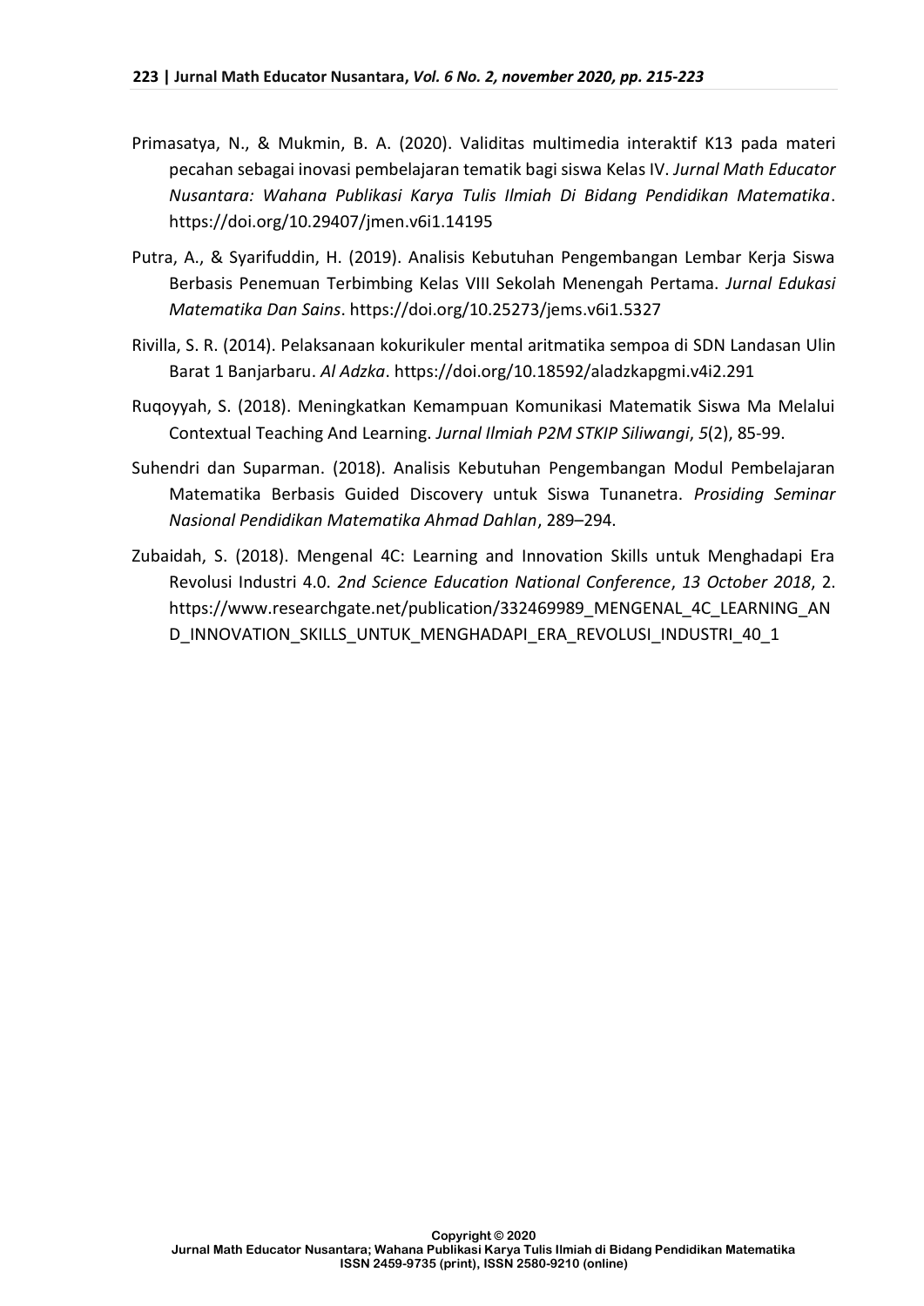Primasatya, N., & Mukmin, B. A. (2020). Validitas multimedia interaktif K13 pada materi pecahan sebagai inovasi pembelajaran tematik bagi siswa Kelas IV. *Jurnal Math Educator Nusantara: Wahana Publikasi Karya Tulis Ilmiah Di Bidang Pendidikan Matematika*. https://doi.org/10.29407/jmen.v6i1.14195

Putra, A., & Syarifuddin, H. (2019). Analisis Kebutuhan Pengembangan Lembar Kerja Siswa Berbasis Penemuan Terbimbing Kelas VIII Sekolah Menengah Pertama. *Jurnal Edukasi Matematika Dan Sains*. https://doi.org/10.25273/jems.v6i1.5327

Rivilla, S. R. (2014). Pelaksanaan kokurikuler mental aritmatika sempoa di SDN Landasan Ulin Barat 1 Banjarbaru. *Al Adzka*. https://doi.org/10.18592/aladzkapgmi.v4i2.291

Ruqoyyah, S. (2018). Meningkatkan Kemampuan Komunikasi Matematik Siswa Ma Melalui Contextual Teaching And Learning. *Jurnal Ilmiah P2M STKIP Siliwangi*, *5*(2), 85-99.

Suhendri dan Suparman. (2018). Analisis Kebutuhan Pengembangan Modul Pembelajaran Matematika Berbasis Guided Discovery untuk Siswa Tunanetra. *Prosiding Seminar Nasional Pendidikan Matematika Ahmad Dahlan*, 289–294.

Zubaidah, S. (2018). Mengenal 4C: Learning and Innovation Skills untuk Menghadapi Era Revolusi Industri 4.0. *2nd Science Education National Conference*, *13 October 2018*, 2. https://www.researchgate.net/publication/332469989_MENGENAL_4C_LEARNING_AND_INNOVATION_SKILLS_UNTUK_MENGHADAPI_ERA_REVOLUSI_INDUSTRI_40_1